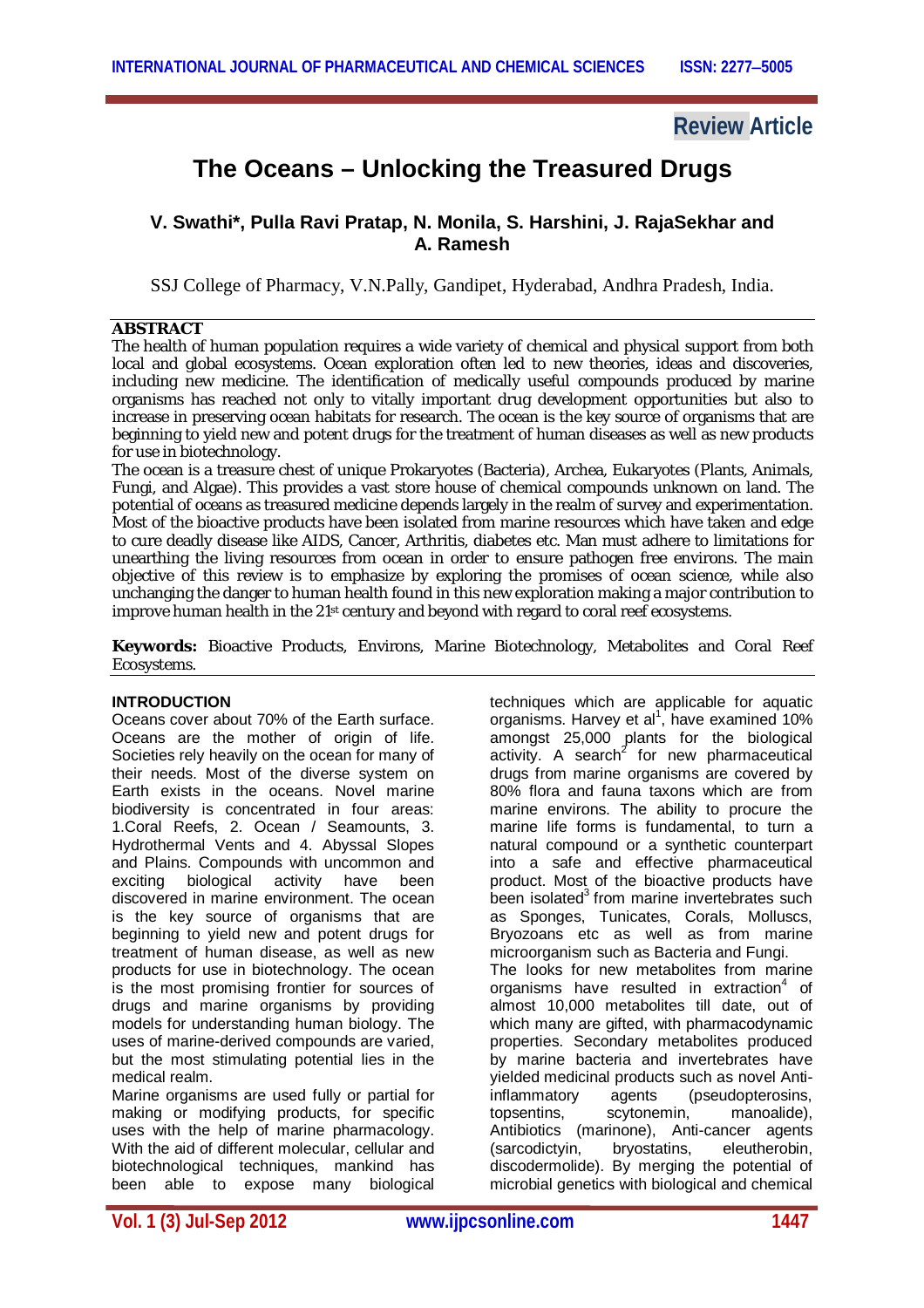**Review Article**

# The Oceans – Unlocking the Treasured Drugs

**V. Swathi\*, Pulla Ravi Pratap, N. Monila, S. Harshini, J. RajaSekhar and A. Ramesh**

SSJ College of Pharmacy, V.N.Pally, Gandipet, Hyderabad, Andhra Pradesh, India.

## ABSTRACT

The health of human population requires a wide variety of chemical and physical support from both local and global ecosystems. Ocean exploration often led to new theories, ideas and discoveries, including new medicine. The identification of medically useful compounds produced by marine organisms has reached not only to vitally important drug development opportunities but also to increase in preserving ocean habitats for research. The ocean is the key source of organisms that are beginning to yield new and potent drugs for the treatment of human diseases as well as new products for use in biotechnology.

The ocean is a treasure chest of unique Prokaryotes (Bacteria), Archea, Eukaryotes (Plants, Animals, Fungi, and Algae). This provides a vast store house of chemical compounds unknown on land. The potential of oceans as treasured medicine depends largely in the realm of survey and experimentation. Most of the bioactive products have been isolated from marine resources which have taken and edge to cure deadly disease like AIDS, Cancer, Arthritis, diabetes etc. Man must adhere to limitations for unearthing the living resources from ocean in order to ensure pathogen free environs. The main objective of this review is to emphasize by exploring the promises of ocean science, while also unchanging the danger to human health found in this new exploration making a major contribution to improve human health in the 21st century and beyond with regard to coral reef ecosystems.

**Keywords:** Bioactive Products, Environs, Marine Biotechnology, Metabolites and Coral Reef Ecosystems.

## INTRODUCTION

Oceans cover about 70% of the Earth surface. Oceans are the mother of origin of life. Societies rely heavily on the ocean for many of their needs. Most of the diverse system on Earth exists in the oceans. Novel marine biodiversity is concentrated in four areas: 1.Coral Reefs, 2. Ocean / Seamounts, 3. Hydrothermal Vents and 4. Abyssal Slopes and Plains. Compounds with uncommon and exciting biological activity have been discovered in marine environment. The ocean is the key source of organisms that are beginning to yield new and potent drugs for treatment of human disease, as well as new products for use in biotechnology. The ocean is the most promising frontier for sources of drugs and marine organisms by providing models for understanding human biology. The uses of marine-derived compounds are varied, but the most stimulating potential lies in the medical realm.

Marine organisms are used fully or partial for making or modifying products, for specific uses with the help of marine pharmacology. With the aid of different molecular, cellular and biotechnological techniques, mankind has been able to expose many biological techniques which are applicable for aquatic organisms. Harvey et al[1], have examined 10% amongst 25,000 plants for the biological activity. A search[2] for new pharmaceutical drugs from marine organisms are covered by 80% flora and fauna taxons which are from marine environs. The ability to procure the marine life forms is fundamental, to turn a natural compound or a synthetic counterpart into a safe and effective pharmaceutical product. Most of the bioactive products have been isolated[3] from marine invertebrates such as Sponges, Tunicates, Corals, Molluscs, Bryozoans etc as well as from marine microorganism such as Bacteria and Fungi.

The looks for new metabolites from marine organisms have resulted in extraction[4] of almost 10,000 metabolites till date, out of which many are gifted, with pharmacodynamic properties. Secondary metabolites produced by marine bacteria and invertebrates have yielded medicinal products such as novel Anti-inflammatory agents (pseudopterosins, topsentins, scytonemin, manoalide), Antibiotics (marinone), Anti-cancer agents (sarcodictyin, bryostatins, eleutherobin, discodermolide). By merging the potential of microbial genetics with biological and chemical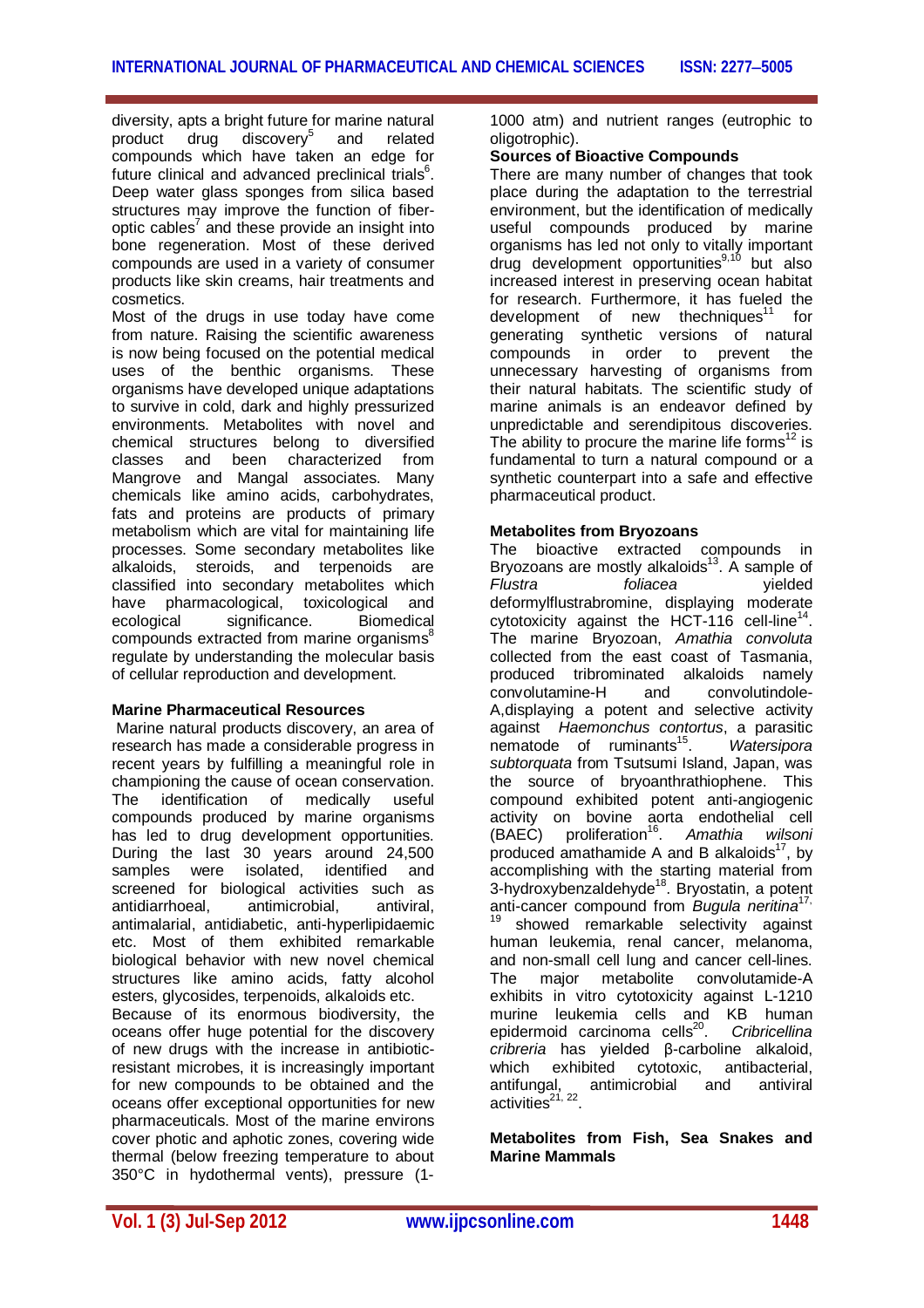diversity, apts a bright future for marine natural product drug discovery[5] and related compounds which have taken an edge for future clinical and advanced preclinical trials[6]. Deep water glass sponges from silica based structures may improve the function of fiber-optic cables[7] and these provide an insight into bone regeneration. Most of these derived compounds are used in a variety of consumer products like skin creams, hair treatments and cosmetics.

Most of the drugs in use today have come from nature. Raising the scientific awareness is now being focused on the potential medical uses of the benthic organisms. These organisms have developed unique adaptations to survive in cold, dark and highly pressurized environments. Metabolites with novel and chemical structures belong to diversified classes and been characterized from Mangrove and Mangal associates. Many chemicals like amino acids, carbohydrates, fats and proteins are products of primary metabolism which are vital for maintaining life processes. Some secondary metabolites like alkaloids, steroids, and terpenoids are classified into secondary metabolites which have pharmacological, toxicological and ecological significance. Biomedical compounds extracted from marine organisms[8] regulate by understanding the molecular basis of cellular reproduction and development.

**Marine Pharmaceutical Resources**

Marine natural products discovery, an area of research has made a considerable progress in recent years by fulfilling a meaningful role in championing the cause of ocean conservation. The identification of medically useful compounds produced by marine organisms has led to drug development opportunities. During the last 30 years around 24,500 samples were isolated, identified and screened for biological activities such as antidiarrhoeal, antimicrobial, antiviral, antimalarial, antidiabetic, anti-hyperlipidaemic etc. Most of them exhibited remarkable biological behavior with new novel chemical structures like amino acids, fatty alcohol esters, glycosides, terpenoids, alkaloids etc.

Because of its enormous biodiversity, the oceans offer huge potential for the discovery of new drugs with the increase in antibiotic-resistant microbes, it is increasingly important for new compounds to be obtained and the oceans offer exceptional opportunities for new pharmaceuticals. Most of the marine environs cover photic and aphotic zones, covering wide thermal (below freezing temperature to about 350°C in hydothermal vents), pressure (1-1000 atm) and nutrient ranges (eutrophic to oligotrophic).

**Sources of Bioactive Compounds**

There are many number of changes that took place during the adaptation to the terrestrial environment, but the identification of medically useful compounds produced by marine organisms has led not only to vitally important drug development opportunities[9,10] but also increased interest in preserving ocean habitat for research. Furthermore, it has fueled the development of new thechniques[11] for generating synthetic versions of natural compounds in order to prevent the unnecessary harvesting of organisms from their natural habitats. The scientific study of marine animals is an endeavor defined by unpredictable and serendipitous discoveries. The ability to procure the marine life forms[12] is fundamental to turn a natural compound or a synthetic counterpart into a safe and effective pharmaceutical product.

**Metabolites from Bryozoans**

The bioactive extracted compounds in Bryozoans are mostly alkaloids[13]. A sample of *Flustra foliacea* yielded deformylflustrabromine, displaying moderate cytotoxicity against the HCT-116 cell-line[14]. The marine Bryozoan, *Amathia convoluta* collected from the east coast of Tasmania, produced tribrominated alkaloids namely convolutamine-H and convolutindole-A,displaying a potent and selective activity against *Haemonchus contortus*, a parasitic nematode of ruminants[15]. *Watersipora subtorquata* from Tsutsumi Island, Japan, was the source of bryoanthrathiophene. This compound exhibited potent anti-angiogenic activity on bovine aorta endothelial cell (BAEC) proliferation[16]. *Amathia wilsoni* produced amathamide A and B alkaloids[17], by accomplishing with the starting material from 3-hydroxybenzaldehyde[18]. Bryostatin, a potent anti-cancer compound from *Bugula neritina*[17,19] showed remarkable selectivity against human leukemia, renal cancer, melanoma, and non-small cell lung and cancer cell-lines. The major metabolite convolutamide-A exhibits in vitro cytotoxicity against L-1210 murine leukemia cells and KB human epidermoid carcinoma cells[20]. *Cribricellina cribreria* has yielded β-carboline alkaloid, which exhibited cytotoxic, antibacterial, antifungal, antimicrobial and antiviral activities[21, 22].

**Metabolites from Fish, Sea Snakes and Marine Mammals**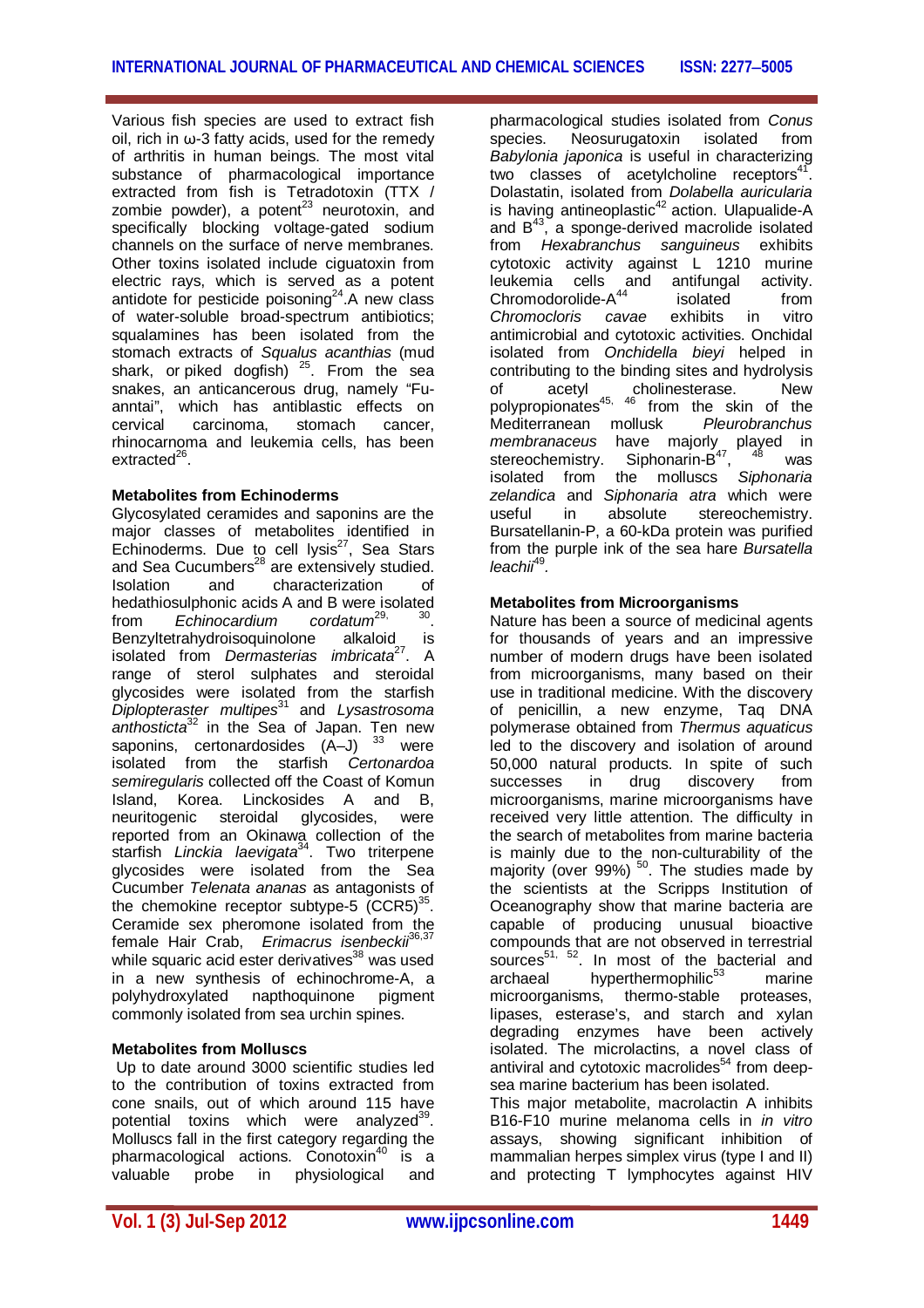Various fish species are used to extract fish oil, rich in ω-3 fatty acids, used for the remedy of arthritis in human beings. The most vital substance of pharmacological importance extracted from fish is Tetradotoxin (TTX / zombie powder), a potent[23] neurotoxin, and specifically blocking voltage-gated sodium channels on the surface of nerve membranes. Other toxins isolated include ciguatoxin from electric rays, which is served as a potent antidote for pesticide poisoning[24].A new class of water-soluble broad-spectrum antibiotics; squalamines has been isolated from the stomach extracts of *Squalus acanthias* (mud shark, or piked dogfish) [25]. From the sea snakes, an anticancerous drug, namely "Fu-anntai", which has antiblastic effects on cervical carcinoma, stomach cancer, rhinocarnoma and leukemia cells, has been extracted[26].

**Metabolites from Echinoderms**

Glycosylated ceramides and saponins are the major classes of metabolites identified in Echinoderms. Due to cell lysis[27], Sea Stars and Sea Cucumbers[28] are extensively studied. Isolation and characterization of hedathiosulphonic acids A and B were isolated from *Echinocardium cordatum*[29, 30]. Benzyltetrahydroisoquinolone alkaloid is isolated from *Dermasterias imbricata*[27]. A range of sterol sulphates and steroidal glycosides were isolated from the starfish *Diplopteraster multipes*[31] and *Lysastrosoma anthosticta*[32] in the Sea of Japan. Ten new saponins, certonardosides (A–J) [33] were isolated from the starfish *Certonardoa semiregularis* collected off the Coast of Komun Island, Korea. Linckosides A and B, neuritogenic steroidal glycosides, were reported from an Okinawa collection of the starfish *Linckia laevigata*[34]. Two triterpene glycosides were isolated from the Sea Cucumber *Telenata ananas* as antagonists of the chemokine receptor subtype-5 (CCR5)[35]. Ceramide sex pheromone isolated from the female Hair Crab, *Erimacrus isenbeckii*[36,37] while squaric acid ester derivatives[38] was used in a new synthesis of echinochrome-A, a polyhydroxylated napthoquinone pigment commonly isolated from sea urchin spines.

**Metabolites from Molluscs**

Up to date around 3000 scientific studies led to the contribution of toxins extracted from cone snails, out of which around 115 have potential toxins which were analyzed[39]. Molluscs fall in the first category regarding the pharmacological actions. Conotoxin[40] is a valuable probe in physiological and pharmacological studies isolated from *Conus* species. Neosurugatoxin isolated from *Babylonia japonica* is useful in characterizing two classes of acetylcholine receptors[41]. Dolastatin, isolated from *Dolabella auricularia* is having antineoplastic[42] action. Ulapualide-A and B[43], a sponge-derived macrolide isolated from *Hexabranchus sanguineus* exhibits cytotoxic activity against L 1210 murine leukemia cells and antifungal activity. Chromodorolide-A[44] isolated from *Chromocloris cavae* exhibits in vitro antimicrobial and cytotoxic activities. Onchidal isolated from *Onchidella bieyi* helped in contributing to the binding sites and hydrolysis of acetyl cholinesterase. New polypropionates[45, 46] from the skin of the Mediterranean mollusk *Pleurobranchus membranaceus* have majorly played in stereochemistry. Siphonarin-B[47, 48] was isolated from the molluscs *Siphonaria zelandica* and *Siphonaria atra* which were useful in absolute stereochemistry. Bursatellanin-P, a 60-kDa protein was purified from the purple ink of the sea hare *Bursatella leachii*[49].

**Metabolites from Microorganisms**

Nature has been a source of medicinal agents for thousands of years and an impressive number of modern drugs have been isolated from microorganisms, many based on their use in traditional medicine. With the discovery of penicillin, a new enzyme, Taq DNA polymerase obtained from *Thermus aquaticus* led to the discovery and isolation of around 50,000 natural products. In spite of such successes in drug discovery from microorganisms, marine microorganisms have received very little attention. The difficulty in the search of metabolites from marine bacteria is mainly due to the non-culturability of the majority (over 99%) [50]. The studies made by the scientists at the Scripps Institution of Oceanography show that marine bacteria are capable of producing unusual bioactive compounds that are not observed in terrestrial sources[51, 52]. In most of the bacterial and archaeal hyperthermophilic[53] marine microorganisms, thermo-stable proteases, lipases, esterase's, and starch and xylan degrading enzymes have been actively isolated. The microlactins, a novel class of antiviral and cytotoxic macrolides[54] from deep-sea marine bacterium has been isolated.

This major metabolite, macrolactin A inhibits B16-F10 murine melanoma cells in *in vitro* assays, showing significant inhibition of mammalian herpes simplex virus (type I and II) and protecting T lymphocytes against HIV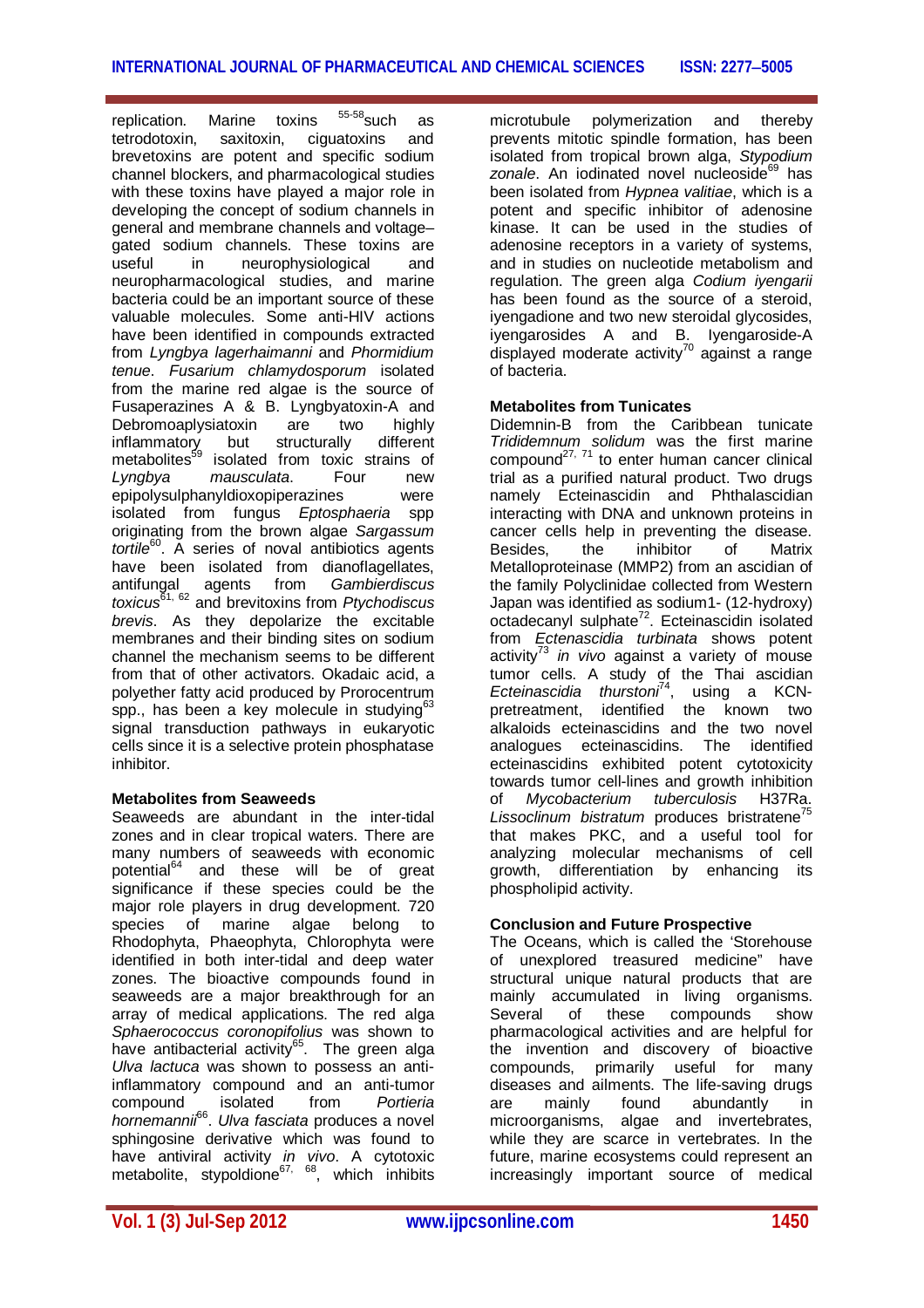replication. Marine toxins [55-58]such as tetrodotoxin, saxitoxin, ciguatoxins and brevetoxins are potent and specific sodium channel blockers, and pharmacological studies with these toxins have played a major role in developing the concept of sodium channels in general and membrane channels and voltage–gated sodium channels. These toxins are useful in neurophysiological and neuropharmacological studies, and marine bacteria could be an important source of these valuable molecules. Some anti-HIV actions have been identified in compounds extracted from *Lyngbya lagerhaimanni* and *Phormidium tenue*. *Fusarium chlamydosporum* isolated from the marine red algae is the source of Fusaperazines A & B. Lyngbyatoxin-A and Debromoaplysiatoxin are two highly inflammatory but structurally different metabolites[59] isolated from toxic strains of *Lyngbya mausculata*. Four new epipolysulphanyldioxopiperazines were isolated from fungus *Eptosphaeria* spp originating from the brown algae *Sargassum tortile*[60]. A series of noval antibiotics agents have been isolated from dianoflagellates, antifungal agents from *Gambierdiscus toxicus*[61, 62] and brevitoxins from *Ptychodiscus brevis*. As they depolarize the excitable membranes and their binding sites on sodium channel the mechanism seems to be different from that of other activators. Okadaic acid, a polyether fatty acid produced by Prorocentrum spp., has been a key molecule in studying[63] signal transduction pathways in eukaryotic cells since it is a selective protein phosphatase inhibitor.

## Metabolites from Seaweeds

Seaweeds are abundant in the inter-tidal zones and in clear tropical waters. There are many numbers of seaweeds with economic potential[64] and these will be of great significance if these species could be the major role players in drug development. 720 species of marine algae belong to Rhodophyta, Phaeophyta, Chlorophyta were identified in both inter-tidal and deep water zones. The bioactive compounds found in seaweeds are a major breakthrough for an array of medical applications. The red alga *Sphaerococcus coronopifolius* was shown to have antibacterial activity[65]. The green alga *Ulva lactuca* was shown to possess an anti-inflammatory compound and an anti-tumor compound isolated from *Portieria hornemannii*[66]. *Ulva fasciata* produces a novel sphingosine derivative which was found to have antiviral activity *in vivo*. A cytotoxic metabolite, stypoldione[67, 68], which inhibits microtubule polymerization and thereby prevents mitotic spindle formation, has been isolated from tropical brown alga, *Stypodium zonale*. An iodinated novel nucleoside[69] has been isolated from *Hypnea valitiae*, which is a potent and specific inhibitor of adenosine kinase. It can be used in the studies of adenosine receptors in a variety of systems, and in studies on nucleotide metabolism and regulation. The green alga *Codium iyengarii* has been found as the source of a steroid, iyengadione and two new steroidal glycosides, iyengarosides A and B. Iyengaroside-A displayed moderate activity[70] against a range of bacteria.

## Metabolites from Tunicates

Didemnin-B from the Caribbean tunicate *Trididemnum solidum* was the first marine compound[27, 71] to enter human cancer clinical trial as a purified natural product. Two drugs namely Ecteinascidin and Phthalascidian interacting with DNA and unknown proteins in cancer cells help in preventing the disease. Besides, the inhibitor of Matrix Metalloproteinase (MMP2) from an ascidian of the family Polyclinidae collected from Western Japan was identified as sodium1- (12-hydroxy) octadecanyl sulphate[72]. Ecteinascidin isolated from *Ectenascidia turbinata* shows potent activity[73] *in vivo* against a variety of mouse tumor cells. A study of the Thai ascidian *Ecteinascidia thurstoni*[74], using a KCN-pretreatment, identified the known two alkaloids ecteinascidins and the two novel analogues ecteinascidins. The identified ecteinascidins exhibited potent cytotoxicity towards tumor cell-lines and growth inhibition of *Mycobacterium tuberculosis* H37Ra. *Lissoclinum bistratum* produces bristratene[75] that makes PKC, and a useful tool for analyzing molecular mechanisms of cell growth, differentiation by enhancing its phospholipid activity.

## Conclusion and Future Prospective

The Oceans, which is called the 'Storehouse of unexplored treasured medicine" have structural unique natural products that are mainly accumulated in living organisms. Several of these compounds show pharmacological activities and are helpful for the invention and discovery of bioactive compounds, primarily useful for many diseases and ailments. The life-saving drugs are mainly found abundantly in microorganisms, algae and invertebrates, while they are scarce in vertebrates. In the future, marine ecosystems could represent an increasingly important source of medical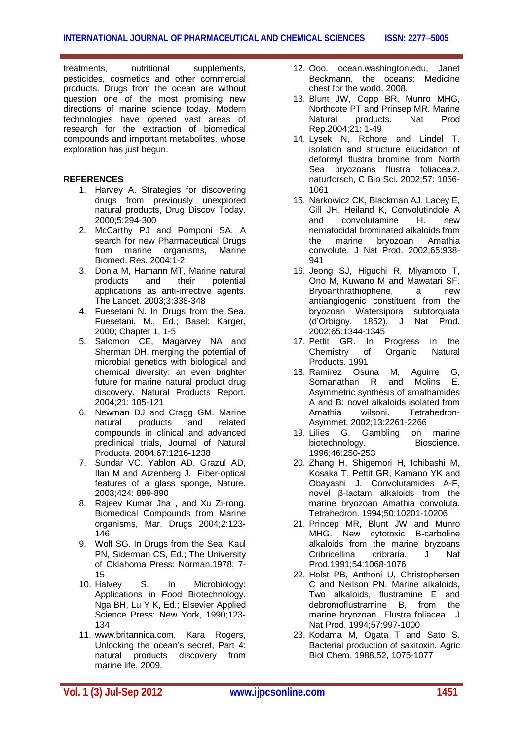treatments, nutritional supplements, pesticides, cosmetics and other commercial products. Drugs from the ocean are without question one of the most promising new directions of marine science today. Modern technologies have opened vast areas of research for the extraction of biomedical compounds and important metabolites, whose exploration has just begun.

## REFERENCES

1. Harvey A. Strategies for discovering drugs from previously unexplored natural products, Drug Discov Today. 2000;5:294-300
2. McCarthy PJ and Pomponi SA. A search for new Pharmaceutical Drugs from marine organisms, Marine Biomed. Res. 2004;1-2
3. Donia M, Hamann MT, Marine natural products and their potential applications as anti-infective agents. The Lancet. 2003;3:338-348
4. Fuesetani N. In Drugs from the Sea. Fuesetani, M., Ed.; Basel: Karger, 2000; Chapter 1, 1-5
5. Salomon CE, Magarvey NA and Sherman DH. merging the potential of microbial genetics with biological and chemical diversity: an even brighter future for marine natural product drug discovery. Natural Products Report. 2004;21: 105-121
6. Newman DJ and Cragg GM. Marine natural products and related compounds in clinical and advanced preclinical trials, Journal of Natural Products. 2004;67:1216-1238
7. Sundar VC, Yablon AD, Grazul AD, Ilan M and Aizenberg J. Fiber-optical features of a glass sponge, Nature. 2003;424: 899-890
8. Rajeev Kumar Jha , and Xu Zi-rong. Biomedical Compounds from Marine organisms, Mar. Drugs 2004;2:123-146
9. Wolf SG. In Drugs from the Sea. Kaul PN, Siderman CS, Ed.; The University of Oklahoma Press: Norman.1978; 7-15
10. Halvey S. In Microbiology: Applications in Food Biotechnology. Nga BH, Lu Y K, Ed.; Elsevier Applied Science Press: New York, 1990;123-134
11. www.britanica.com, Kara Rogers, Unlocking the ocean's secret, Part 4: natural products discovery from marine life, 2009.
12. Ooo. ocean.washington.edu, Janet Beckmann, the oceans: Medicine chest for the world, 2008.
13. Blunt JW, Copp BR, Munro MHG, Northcote PT and Prinsep MR. Marine Natural products. Nat Prod Rep.2004;21: 1-49
14. Lysek N, Rchore and Lindel T. isolation and structure elucidation of deformyl flustra bromine from North Sea bryozoans flustra foliacea.z. naturforsch, C Bio Sci. 2002;57: 1056-1061
15. Narkowicz CK, Blackman AJ, Lacey E, Gill JH, Heiland K, Convolutindole A and convolutamine H. new nematocidal brominated alkaloids from the marine bryozoan Amathia convolute, J Nat Prod. 2002;65:938-941
16. Jeong SJ, Higuchi R, Miyamoto T, Ono M, Kuwano M and Mawatari SF. Bryoanthrathiophene, a new antiangiogenic constituent from the bryozoan Watersipora subtorquata (d'Orbigny, 1852), J Nat Prod. 2002;65:1344-1345
17. Pettit GR. In Progress in the Chemistry of Organic Natural Products. 1991
18. Ramirez Osuna M, Aguirre G, Somanathan R and Molins E. Asymmetric synthesis of amathamides A and B: novel alkaloids isolated from Amathia wilsoni. Tetrahedron-Asymmet. 2002;13:2261-2266
19. Lilies G. Gambling on marine biotechnology. Bioscience. 1996;46:250-253
20. Zhang H, Shigemori H, Ichibashi M, Kosaka T, Pettit GR, Kamano YK and Obayashi J. Convolutamides A-F, novel β-lactam alkaloids from the marine bryozoan Amathia convoluta. Tetrahedron. 1994;50:10201-10206
21. Princep MR, Blunt JW and Munro MHG. New cytotoxic B-carboline alkaloids from the marine bryzoans Cribricellina cribraria. J Nat Prod.1991;54:1068-1076
22. Holst PB, Anthoni U, Christophersen C and Neilson PN. Marine alkaloids, Two alkaloids, flustramine E and debromoflustramine B, from the marine bryozoan Flustra foliacea. J Nat Prod. 1994;57:997-1000
23. Kodama M, Ogata T and Sato S. Bacterial production of saxitoxin. Agric Biol Chem. 1988,52, 1075-1077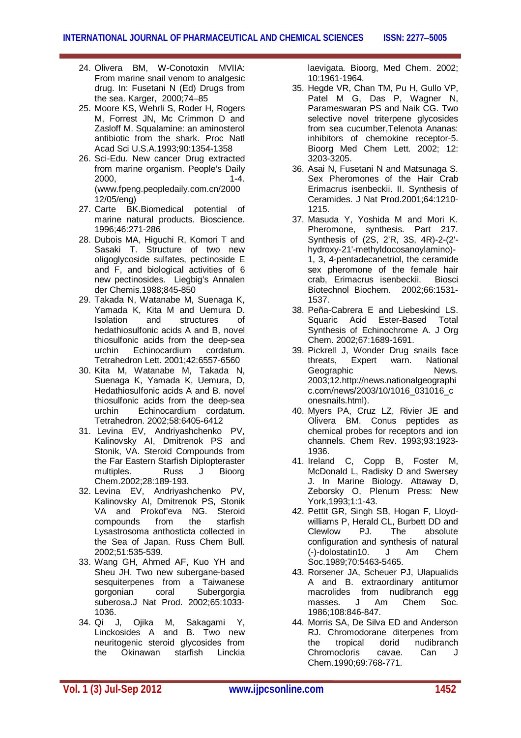24. Olivera BM, W-Conotoxin MVIIA: From marine snail venom to analgesic drug. In: Fusetani N (Ed) Drugs from the sea. Karger, 2000;74–85
25. Moore KS, Wehrli S, Roder H, Rogers M, Forrest JN, Mc Crimmon D and Zasloff M. Squalamine: an aminosterol antibiotic from the shark. Proc Natl Acad Sci U.S.A.1993;90:1354-1358
26. Sci-Edu. New cancer Drug extracted from marine organism. People's Daily 2000, 1-4. (www.fpeng.peopledaily.com.cn/2000 12/05/eng)
27. Carte BK.Biomedical potential of marine natural products. Bioscience. 1996;46:271-286
28. Dubois MA, Higuchi R, Komori T and Sasaki T. Structure of two new oligoglycoside sulfates, pectinoside E and F, and biological activities of 6 new pectinosides. Liegbig's Annalen der Chemis.1988;845-850
29. Takada N, Watanabe M, Suenaga K, Yamada K, Kita M and Uemura D. Isolation and structures of hedathiosulfonic acids A and B, novel thiosulfonic acids from the deep-sea urchin Echinocardium cordatum. Tetrahedron Lett. 2001;42:6557-6560
30. Kita M, Watanabe M, Takada N, Suenaga K, Yamada K, Uemura, D, Hedathiosulfonic acids A and B. novel thiosulfonic acids from the deep-sea urchin Echinocardium cordatum. Tetrahedron. 2002;58:6405-6412
31. Levina EV, Andriyashchenko PV, Kalinovsky AI, Dmitrenok PS and Stonik, VA. Steroid Compounds from the Far Eastern Starfish Diplopteraster multiples. Russ J Bioorg Chem.2002;28:189-193.
32. Levina EV, Andriyashchenko PV, Kalinovsky AI, Dmitrenok PS, Stonik VA and Prokof'eva NG. Steroid compounds from the starfish Lysastrosoma anthosticta collected in the Sea of Japan. Russ Chem Bull. 2002;51:535-539.
33. Wang GH, Ahmed AF, Kuo YH and Sheu JH. Two new subergane-based sesquiterpenes from a Taiwanese gorgonian coral Subergorgia suberosa.J Nat Prod. 2002;65:1033-1036.
34. Qi J, Ojika M, Sakagami Y, Linckosides A and B. Two new neuritogenic steroid glycosides from the Okinawan starfish Linckia laevigata. Bioorg, Med Chem. 2002; 10:1961-1964.
35. Hegde VR, Chan TM, Pu H, Gullo VP, Patel M G, Das P, Wagner N, Parameswaran PS and Naik CG. Two selective novel triterpene glycosides from sea cucumber,Telenota Ananas: inhibitors of chemokine receptor-5. Bioorg Med Chem Lett. 2002; 12: 3203-3205.
36. Asai N, Fusetani N and Matsunaga S. Sex Pheromones of the Hair Crab Erimacrus isenbeckii. II. Synthesis of Ceramides. J Nat Prod.2001;64:1210-1215.
37. Masuda Y, Yoshida M and Mori K. Pheromone, synthesis. Part 217. Synthesis of (2S, 2'R, 3S, 4R)-2-(2'-hydroxy-21'-methyldocosanoylamino)-1, 3, 4-pentadecanetriol, the ceramide sex pheromone of the female hair crab, Erimacrus isenbeckii. Biosci Biotechnol Biochem. 2002;66:1531-1537.
38. Peña-Cabrera E and Liebeskind LS. Squaric Acid Ester-Based Total Synthesis of Echinochrome A. J Org Chem. 2002;67:1689-1691.
39. Pickrell J, Wonder Drug snails face threats, Expert warn. National Geographic News. 2003;12.http://news.nationalgeographic.com/news/2003/10/1016_031016_conesnails.html).
40. Myers PA, Cruz LZ, Rivier JE and Olivera BM. Conus peptides as chemical probes for receptors and ion channels. Chem Rev. 1993;93:1923-1936.
41. Ireland C, Copp B, Foster M, McDonald L, Radisky D and Swersey J. In Marine Biology. Attaway D, Zeborsky O, Plenum Press: New York,1993;1:1-43.
42. Pettit GR, Singh SB, Hogan F, Lloyd-williams P, Herald CL, Burbett DD and Clewlow PJ. The absolute configuration and synthesis of natural (-)-dolostatin10. J Am Chem Soc.1989;70:5463-5465.
43. Rorsener JA, Scheuer PJ, Ulapualids A and B. extraordinary antitumor macrolides from nudibranch egg masses. J Am Chem Soc. 1986;108:846-847.
44. Morris SA, De Silva ED and Anderson RJ. Chromodorane diterpenes from the tropical dorid nudibranch Chromocloris cavae. Can J Chem.1990;69:768-771.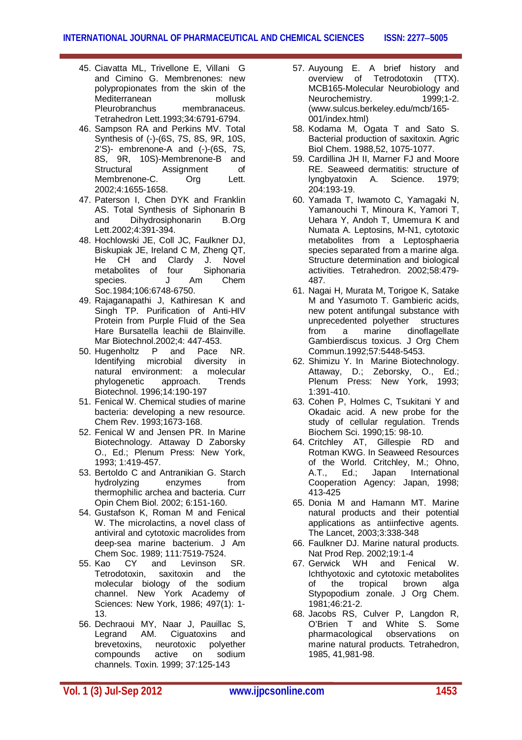45. Ciavatta ML, Trivellone E, Villani G and Cimino G. Membrenones: new polypropionates from the skin of the Mediterranean mollusk Pleurobranchus membranaceus. Tetrahedron Lett.1993;34:6791-6794.
46. Sampson RA and Perkins MV. Total Synthesis of (-)-(6S, 7S, 8S, 9R, 10S, 2'S)- embrenone-A and (-)-(6S, 7S, 8S, 9R, 10S)-Membrenone-B and Structural Assignment of Membrenone-C. Org Lett. 2002;4:1655-1658.
47. Paterson I, Chen DYK and Franklin AS. Total Synthesis of Siphonarin B and Dihydrosiphonarin B.Org Lett.2002;4:391-394.
48. Hochlowski JE, Coll JC, Faulkner DJ, Biskupiak JE, Ireland C M, Zheng QT, He CH and Clardy J. Novel metabolites of four Siphonaria species. J Am Chem Soc.1984;106:6748-6750.
49. Rajaganapathi J, Kathiresan K and Singh TP. Purification of Anti-HIV Protein from Purple Fluid of the Sea Hare Bursatella leachii de Blainville. Mar Biotechnol.2002;4: 447-453.
50. Hugenholtz P and Pace NR. Identifying microbial diversity in natural environment: a molecular phylogenetic approach. Trends Biotechnol. 1996;14:190-197
51. Fenical W. Chemical studies of marine bacteria: developing a new resource. Chem Rev. 1993;1673-168.
52. Fenical W and Jensen PR. In Marine Biotechnology. Attaway D Zaborsky O., Ed.; Plenum Press: New York, 1993; 1:419-457.
53. Bertoldo C and Antranikian G. Starch hydrolyzing enzymes from thermophilic archea and bacteria. Curr Opin Chem Biol. 2002; 6:151-160.
54. Gustafson K, Roman M and Fenical W. The microlactins, a novel class of antiviral and cytotoxic macrolides from deep-sea marine bacterium. J Am Chem Soc. 1989; 111:7519-7524.
55. Kao CY and Levinson SR. Tetrodotoxin, saxitoxin and the molecular biology of the sodium channel. New York Academy of Sciences: New York, 1986; 497(1): 1-13.
56. Dechraoui MY, Naar J, Pauillac S, Legrand AM. Ciguatoxins and brevetoxins, neurotoxic polyether compounds active on sodium channels. Toxin. 1999; 37:125-143
57. Auyoung E. A brief history and overview of Tetrodotoxin (TTX). MCB165-Molecular Neurobiology and Neurochemistry. 1999;1-2. (www.sulcus.berkeley.edu/mcb/165-001/index.html)
58. Kodama M, Ogata T and Sato S. Bacterial production of saxitoxin. Agric Biol Chem. 1988,52, 1075-1077.
59. Cardillina JH II, Marner FJ and Moore RE. Seaweed dermatitis: structure of lyngbyatoxin A. Science. 1979; 204:193-19.
60. Yamada T, Iwamoto C, Yamagaki N, Yamanouchi T, Minoura K, Yamori T, Uehara Y, Andoh T, Umemura K and Numata A. Leptosins, M-N1, cytotoxic metabolites from a Leptosphaeria species separated from a marine alga. Structure determination and biological activities. Tetrahedron. 2002;58:479-487.
61. Nagai H, Murata M, Torigoe K, Satake M and Yasumoto T. Gambieric acids, new potent antifungal substance with unprecedented polyether structures from a marine dinoflagellate Gambierdiscus toxicus. J Org Chem Commun.1992;57:5448-5453.
62. Shimizu Y. In Marine Biotechnology. Attaway, D.; Zeborsky, O., Ed.; Plenum Press: New York, 1993; 1:391-410.
63. Cohen P, Holmes C, Tsukitani Y and Okadaic acid. A new probe for the study of cellular regulation. Trends Biochem Sci. 1990;15: 98-10.
64. Critchley AT, Gillespie RD and Rotman KWG. In Seaweed Resources of the World. Critchley, M.; Ohno, A.T., Ed.; Japan International Cooperation Agency: Japan, 1998; 413-425
65. Donia M and Hamann MT. Marine natural products and their potential applications as antiinfective agents. The Lancet, 2003;3:338-348
66. Faulkner DJ. Marine natural products. Nat Prod Rep. 2002;19:1-4
67. Gerwick WH and Fenical W. Ichthyotoxic and cytotoxic metabolites of the tropical brown alga Stypopodium zonale. J Org Chem. 1981;46:21-2.
68. Jacobs RS, Culver P, Langdon R, O'Brien T and White S. Some pharmacological observations on marine natural products. Tetrahedron, 1985, 41,981-98.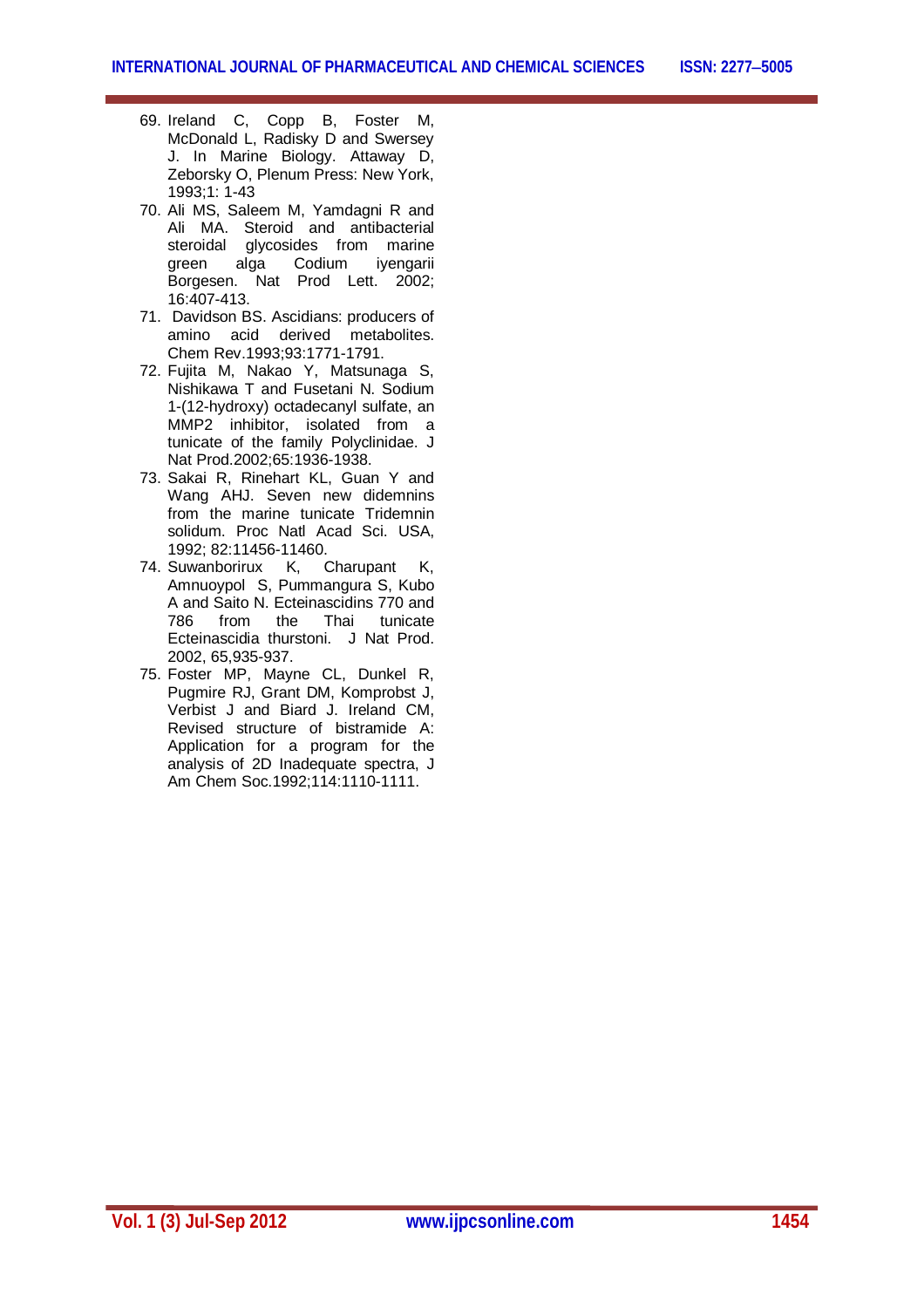69. Ireland C, Copp B, Foster M, McDonald L, Radisky D and Swersey J. In Marine Biology. Attaway D, Zeborsky O, Plenum Press: New York, 1993;1: 1-43
70. Ali MS, Saleem M, Yamdagni R and Ali MA. Steroid and antibacterial steroidal glycosides from marine green alga Codium iyengarii Borgesen. Nat Prod Lett. 2002; 16:407-413.
71. Davidson BS. Ascidians: producers of amino acid derived metabolites. Chem Rev.1993;93:1771-1791.
72. Fujita M, Nakao Y, Matsunaga S, Nishikawa T and Fusetani N. Sodium 1-(12-hydroxy) octadecanyl sulfate, an MMP2 inhibitor, isolated from a tunicate of the family Polyclinidae. J Nat Prod.2002;65:1936-1938.
73. Sakai R, Rinehart KL, Guan Y and Wang AHJ. Seven new didemnins from the marine tunicate Tridemnin solidum. Proc Natl Acad Sci. USA, 1992; 82:11456-11460.
74. Suwanborirux K, Charupant K, Amnuoypol S, Pummangura S, Kubo A and Saito N. Ecteinascidins 770 and 786 from the Thai tunicate Ecteinascidia thurstoni. J Nat Prod. 2002, 65,935-937.
75. Foster MP, Mayne CL, Dunkel R, Pugmire RJ, Grant DM, Komprobst J, Verbist J and Biard J. Ireland CM, Revised structure of bistramide A: Application for a program for the analysis of 2D Inadequate spectra, J Am Chem Soc.1992;114:1110-1111.